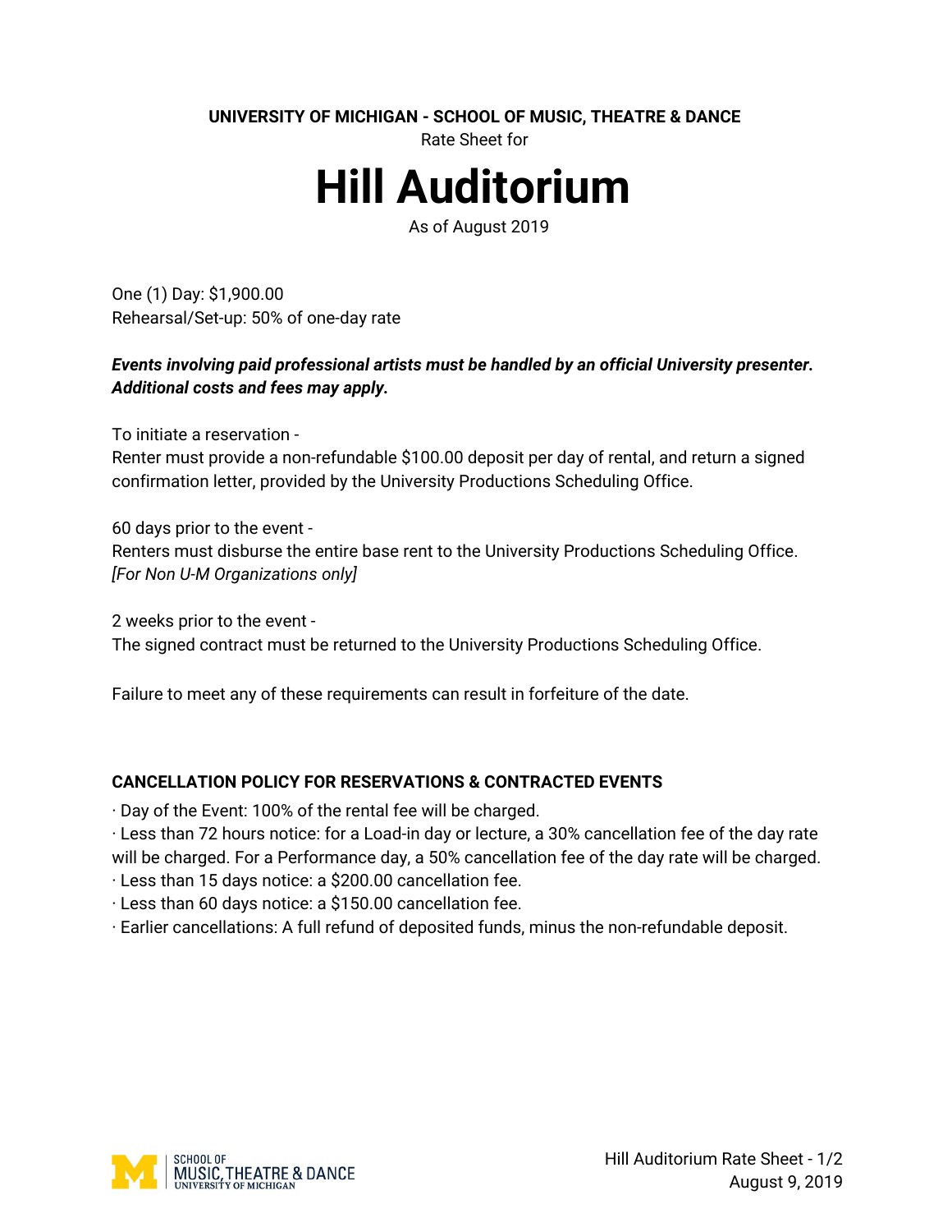**UNIVERSITY OF MICHIGAN - SCHOOL OF MUSIC, THEATRE & DANCE**

Rate Sheet for

# Hill Auditorium

As of August 2019

One (1) Day: $1,900.00
Rehearsal/Set-up: 50% of one-day rate

***Events involving paid professional artists must be handled by an official University presenter. Additional costs and fees may apply.***

To initiate a reservation -
Renter must provide a non-refundable $100.00 deposit per day of rental, and return a signed confirmation letter, provided by the University Productions Scheduling Office.

60 days prior to the event -
Renters must disburse the entire base rent to the University Productions Scheduling Office. *[For Non U-M Organizations only]*

2 weeks prior to the event -
The signed contract must be returned to the University Productions Scheduling Office.

Failure to meet any of these requirements can result in forfeiture of the date.

## CANCELLATION POLICY FOR RESERVATIONS & CONTRACTED EVENTS

- Day of the Event: 100% of the rental fee will be charged.
- Less than 72 hours notice: for a Load-in day or lecture, a 30% cancellation fee of the day rate will be charged. For a Performance day, a 50% cancellation fee of the day rate will be charged.
- Less than 15 days notice: a $200.00 cancellation fee.
- Less than 60 days notice: a $150.00 cancellation fee.
- Earlier cancellations: A full refund of deposited funds, minus the non-refundable deposit.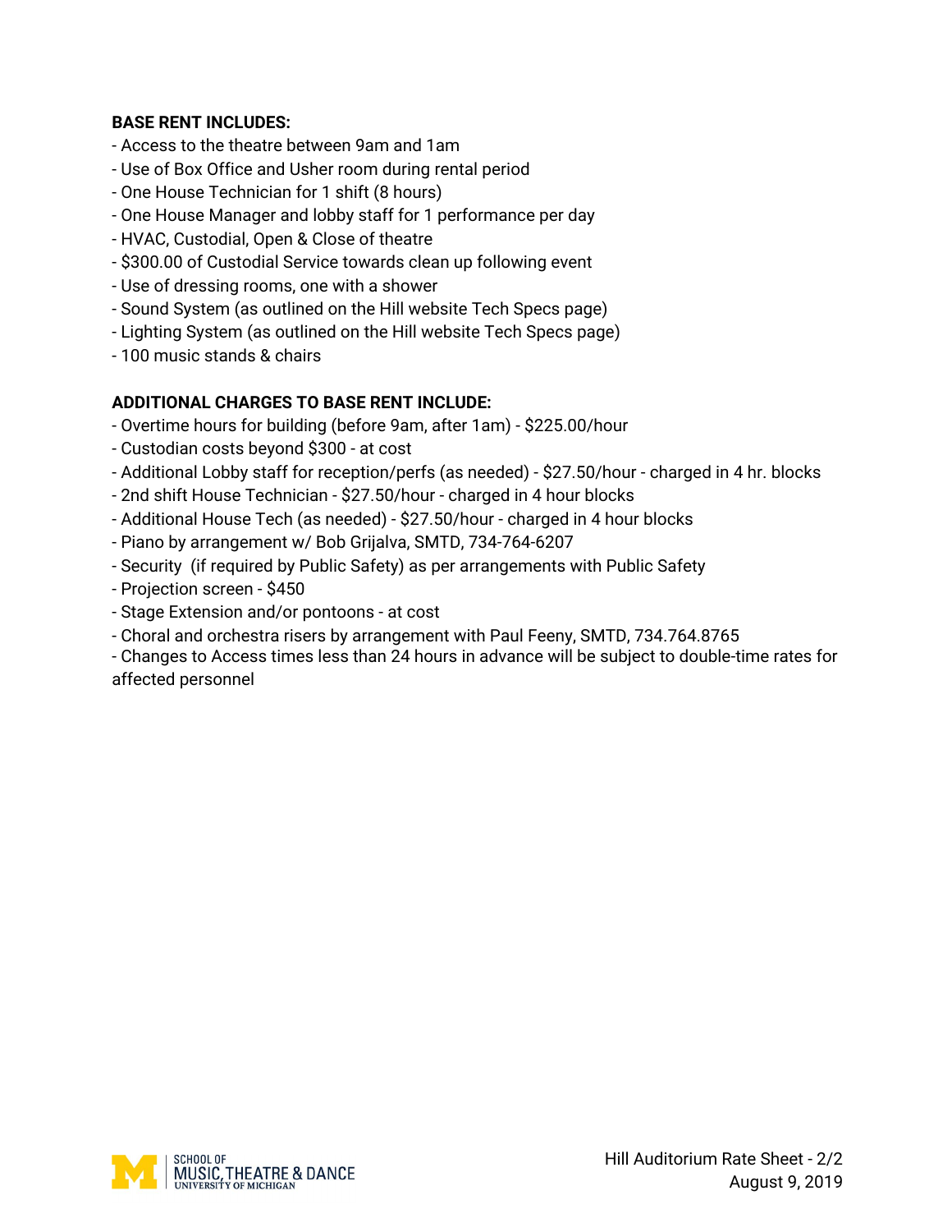**BASE RENT INCLUDES:**

- Access to the theatre between 9am and 1am
- Use of Box Office and Usher room during rental period
- One House Technician for 1 shift (8 hours)
- One House Manager and lobby staff for 1 performance per day
- HVAC, Custodial, Open & Close of theatre
- $300.00 of Custodial Service towards clean up following event
- Use of dressing rooms, one with a shower
- Sound System (as outlined on the Hill website Tech Specs page)
- Lighting System (as outlined on the Hill website Tech Specs page)
- 100 music stands & chairs

**ADDITIONAL CHARGES TO BASE RENT INCLUDE:**

- Overtime hours for building (before 9am, after 1am) - $225.00/hour
- Custodian costs beyond $300 - at cost
- Additional Lobby staff for reception/perfs (as needed) - $27.50/hour - charged in 4 hr. blocks
- 2nd shift House Technician - $27.50/hour - charged in 4 hour blocks
- Additional House Tech (as needed) - $27.50/hour - charged in 4 hour blocks
- Piano by arrangement w/ Bob Grijalva, SMTD, 734-764-6207
- Security (if required by Public Safety) as per arrangements with Public Safety
- Projection screen - $450
- Stage Extension and/or pontoons - at cost
- Choral and orchestra risers by arrangement with Paul Feeny, SMTD, 734.764.8765
- Changes to Access times less than 24 hours in advance will be subject to double-time rates for affected personnel

SCHOOL OF MUSIC, THEATRE & DANCE
UNIVERSITY OF MICHIGAN

Hill Auditorium Rate Sheet - 2/2
August 9, 2019